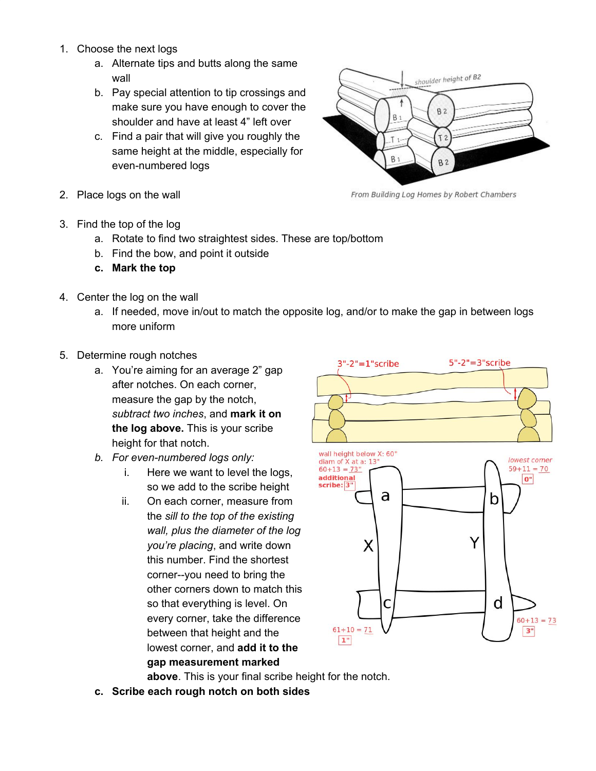1. Choose the next logs
    a. Alternate tips and butts along the same wall
    b. Pay special attention to tip crossings and make sure you have enough to cover the shoulder and have at least 4” left over
    c. Find a pair that will give you roughly the same height at the middle, especially for even-numbered logs

From Building Log Homes by Robert Chambers

2. Place logs on the wall

3. Find the top of the log
    a. Rotate to find two straightest sides. These are top/bottom
    b. Find the bow, and point it outside
    c. **Mark the top**

4. Center the log on the wall
    a. If needed, move in/out to match the opposite log, and/or to make the gap in between logs more uniform

5. Determine rough notches
    a. You’re aiming for an average 2” gap after notches. On each corner, measure the gap by the notch, *subtract two inches*, and **mark it on the log above.** This is your scribe height for that notch.
    b. *For even-numbered logs only:*
        i. Here we want to level the logs, so we add to the scribe height
        ii. On each corner, measure from the *sill to the top of the existing wall, plus the diameter of the log you’re placing*, and write down this number. Find the shortest corner--you need to bring the other corners down to match this so that everything is level. On every corner, take the difference between that height and the lowest corner, and **add it to the gap measurement marked above**. This is your final scribe height for the notch.
    c. **Scribe each rough notch on both sides**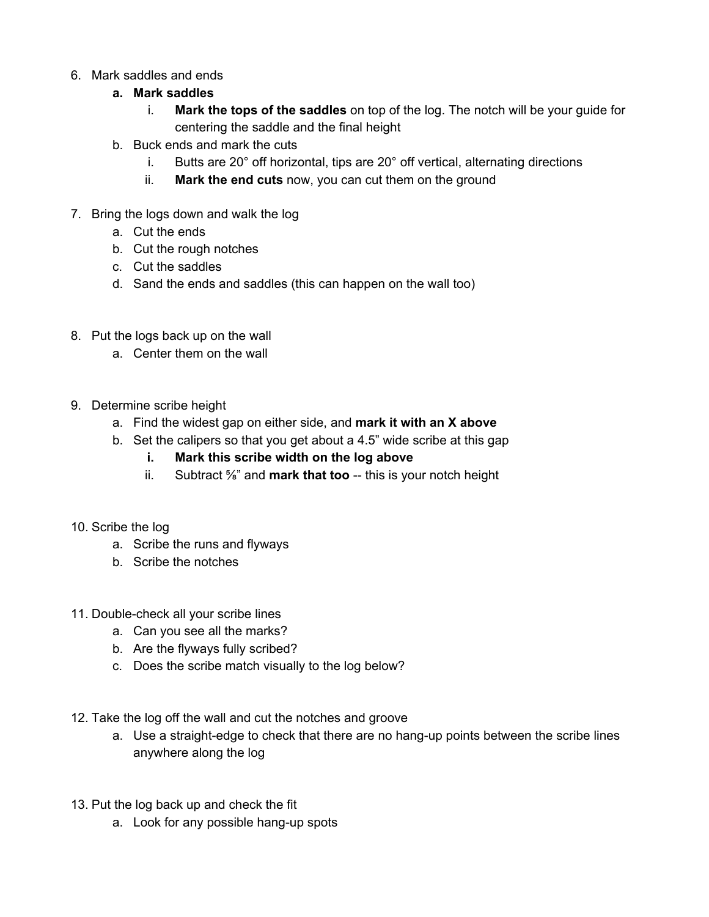6. Mark saddles and ends
    a. **Mark saddles**
        i. **Mark the tops of the saddles** on top of the log. The notch will be your guide for centering the saddle and the final height
    b. Buck ends and mark the cuts
        i. Butts are 20° off horizontal, tips are 20° off vertical, alternating directions
        ii. **Mark the end cuts** now, you can cut them on the ground

7. Bring the logs down and walk the log
    a. Cut the ends
    b. Cut the rough notches
    c. Cut the saddles
    d. Sand the ends and saddles (this can happen on the wall too)

8. Put the logs back up on the wall
    a. Center them on the wall

9. Determine scribe height
    a. Find the widest gap on either side, and **mark it with an X above**
    b. Set the calipers so that you get about a 4.5" wide scribe at this gap
        i. **Mark this scribe width on the log above**
        ii. Subtract ⅝" and **mark that too** -- this is your notch height

10. Scribe the log
    a. Scribe the runs and flyways
    b. Scribe the notches

11. Double-check all your scribe lines
    a. Can you see all the marks?
    b. Are the flyways fully scribed?
    c. Does the scribe match visually to the log below?

12. Take the log off the wall and cut the notches and groove
    a. Use a straight-edge to check that there are no hang-up points between the scribe lines anywhere along the log

13. Put the log back up and check the fit
    a. Look for any possible hang-up spots